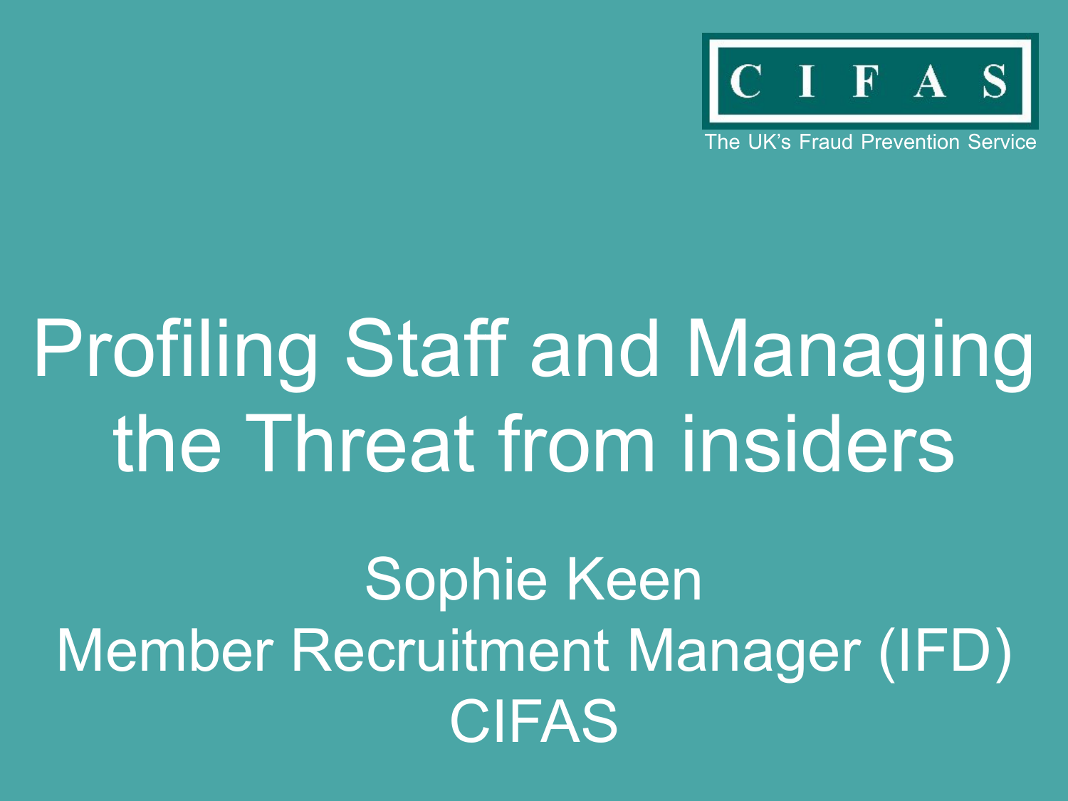CIFAS

The UK's Fraud Prevention Service

# Profiling Staff and Managing the Threat from insiders

Sophie Keen

Member Recruitment Manager (IFD)

CIFAS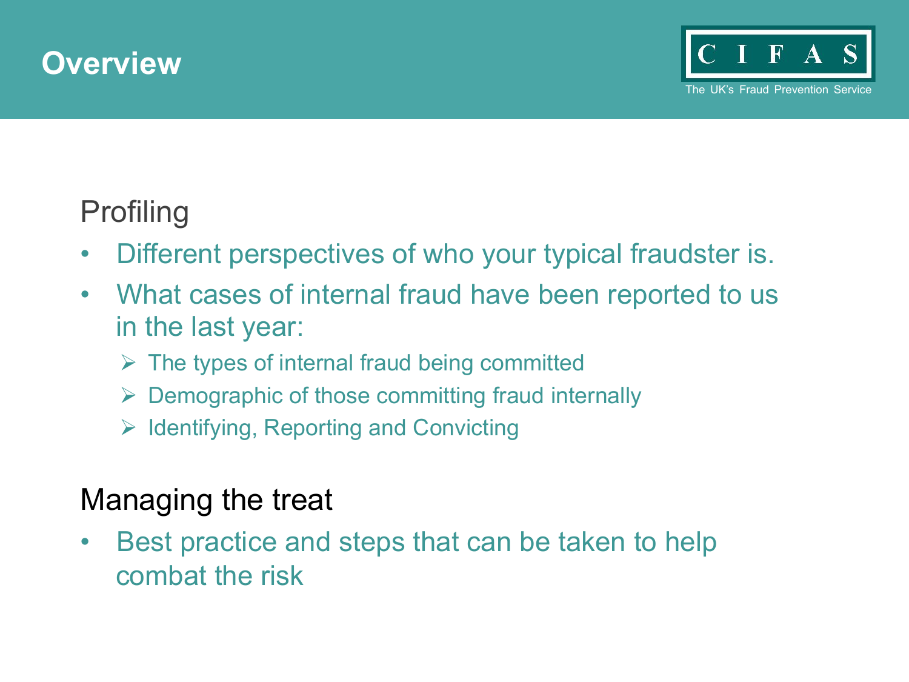# Overview

CIFAS
The UK's Fraud Prevention Service

## Profiling

- Different perspectives of who your typical fraudster is.
- What cases of internal fraud have been reported to us in the last year:
  - The types of internal fraud being committed
  - Demographic of those committing fraud internally
  - Identifying, Reporting and Convicting

## Managing the treat

- Best practice and steps that can be taken to help combat the risk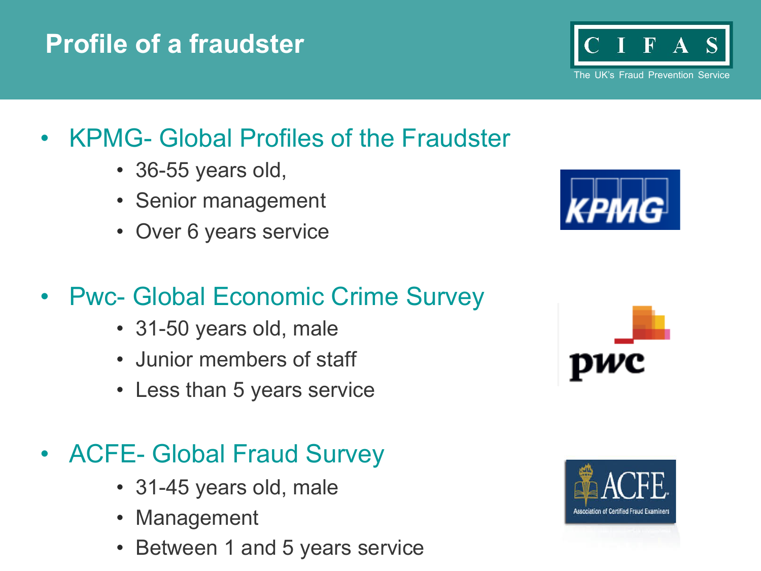# Profile of a fraudster

- KPMG- Global Profiles of the Fraudster
  - 36-55 years old,
  - Senior management
  - Over 6 years service
- Pwc- Global Economic Crime Survey
  - 31-50 years old, male
  - Junior members of staff
  - Less than 5 years service
- ACFE- Global Fraud Survey
  - 31-45 years old, male
  - Management
  - Between 1 and 5 years service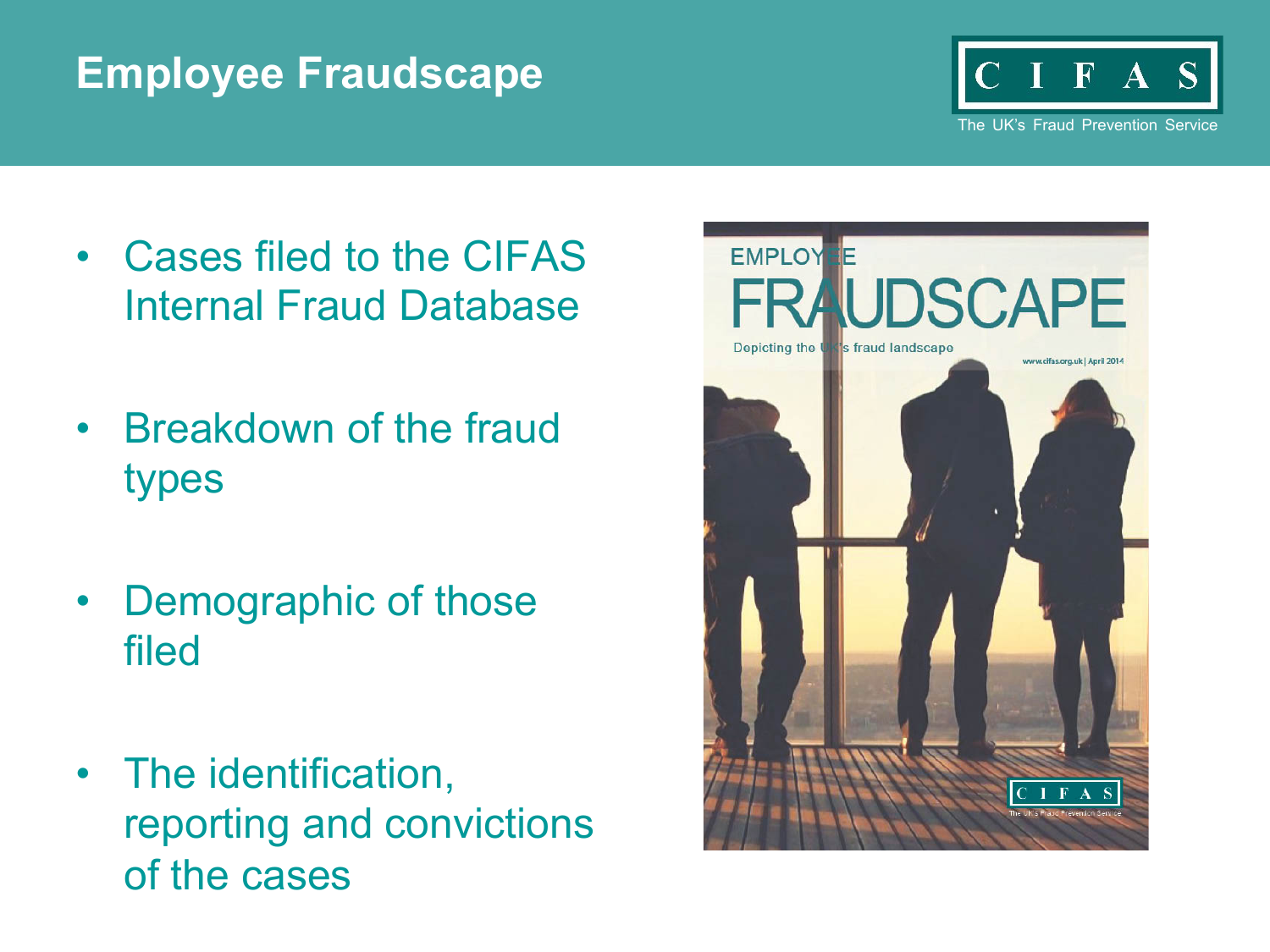# Employee Fraudscape

- Cases filed to the CIFAS Internal Fraud Database
- Breakdown of the fraud types
- Demographic of those filed
- The identification, reporting and convictions of the cases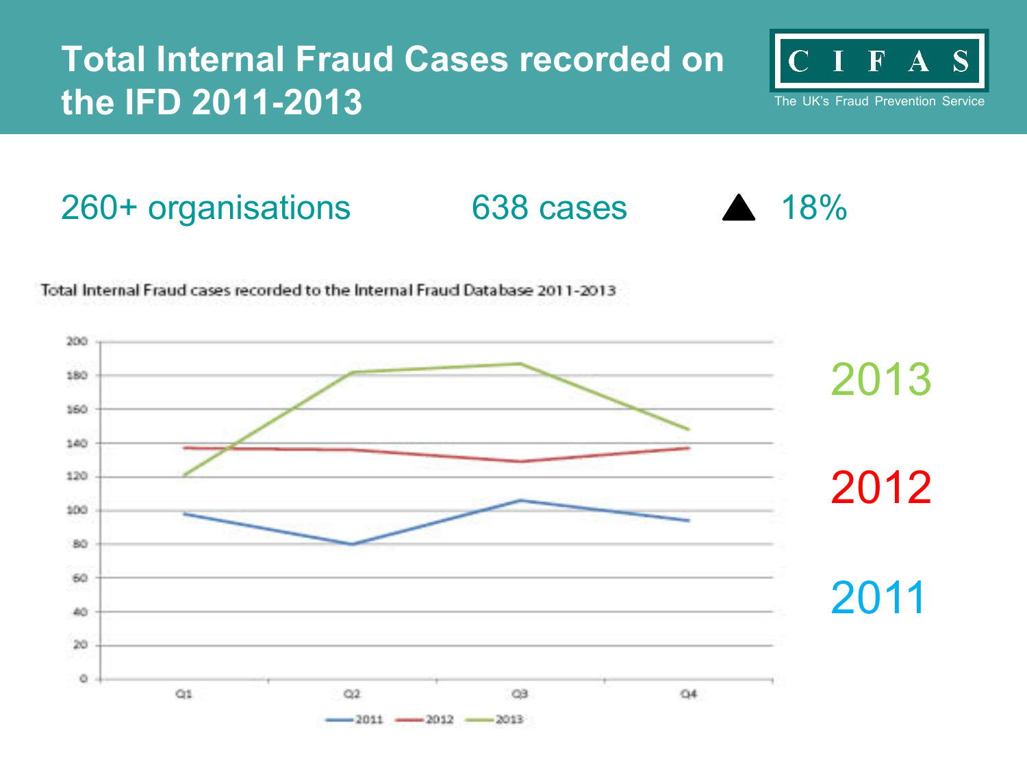# Total Internal Fraud Cases recorded on the IFD 2011-2013

CIFAS
The UK's Fraud Prevention Service

260+ organisations

638 cases

▲ 18%

Total Internal Fraud cases recorded to the Internal Fraud Database 2011-2013

2013

2012

2011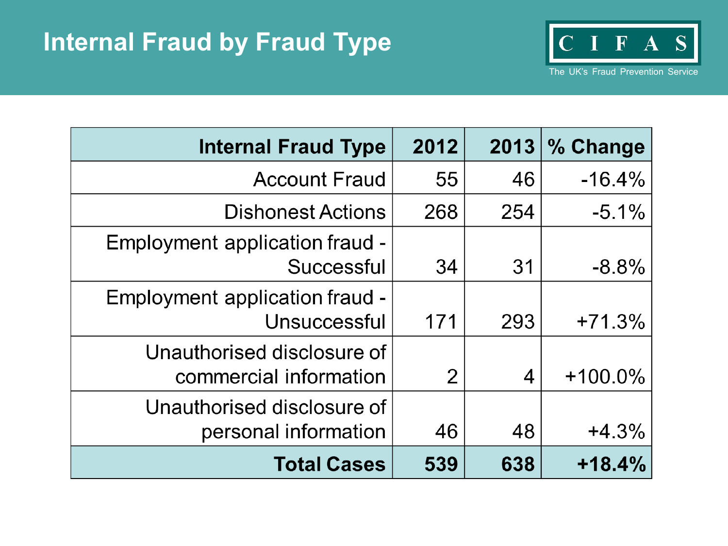# Internal Fraud by Fraud Type

CIFAS

The UK's Fraud Prevention Service

| Internal Fraud Type | 2012 | 2013 | % Change |
|---|---|---|---|
| Account Fraud | 55 | 46 | -16.4% |
| Dishonest Actions | 268 | 254 | -5.1% |
| Employment application fraud - Successful | 34 | 31 | -8.8% |
| Employment application fraud - Unsuccessful | 171 | 293 | +71.3% |
| Unauthorised disclosure of commercial information | 2 | 4 | +100.0% |
| Unauthorised disclosure of personal information | 46 | 48 | +4.3% |
| **Total Cases** | **539** | **638** | **+18.4%** |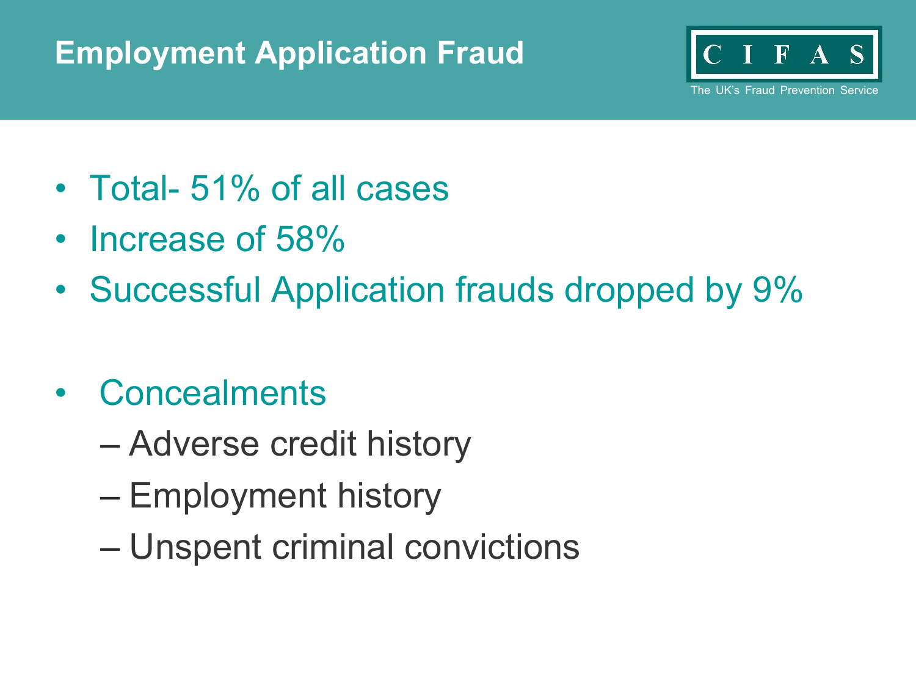# Employment Application Fraud

CIFAS
The UK's Fraud Prevention Service

- Total- 51% of all cases
- Increase of 58%
- Successful Application frauds dropped by 9%

- Concealments
  - Adverse credit history
  - Employment history
  - Unspent criminal convictions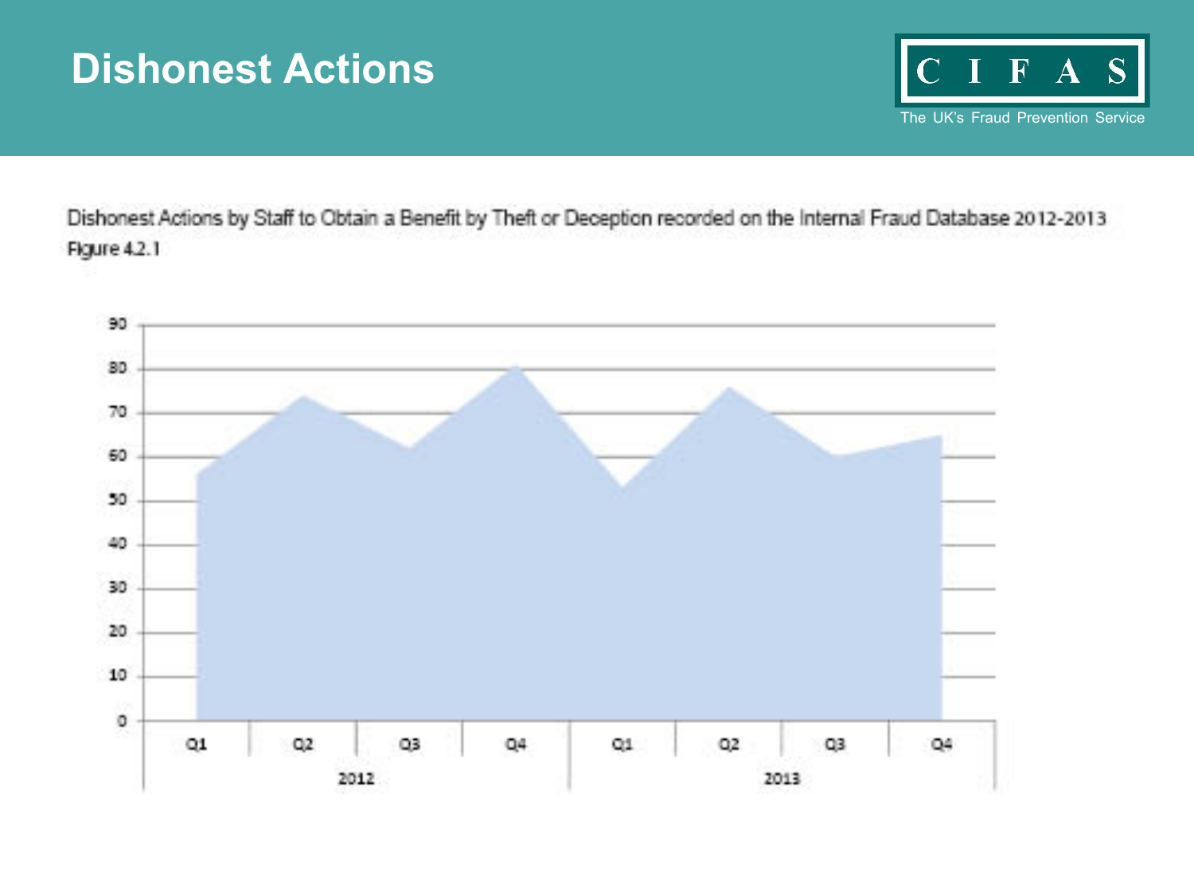# Dishonest Actions

CIFAS
The UK's Fraud Prevention Service

Dishonest Actions by Staff to Obtain a Benefit by Theft or Deception recorded on the Internal Fraud Database 2012-2013
Figure 4.2.1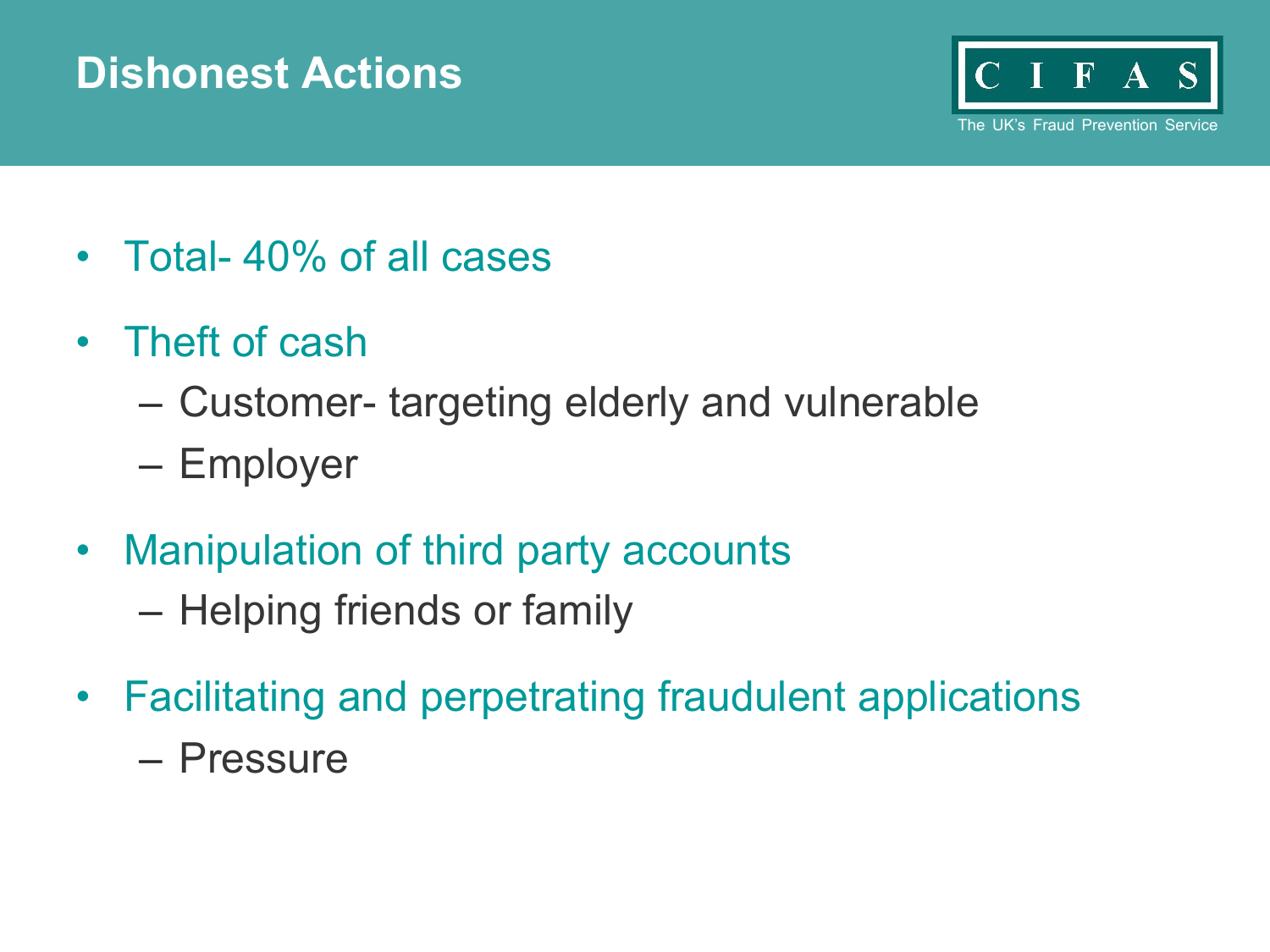# Dishonest Actions

- Total- 40% of all cases
- Theft of cash
  - Customer- targeting elderly and vulnerable
  - Employer
- Manipulation of third party accounts
  - Helping friends or family
- Facilitating and perpetrating fraudulent applications
  - Pressure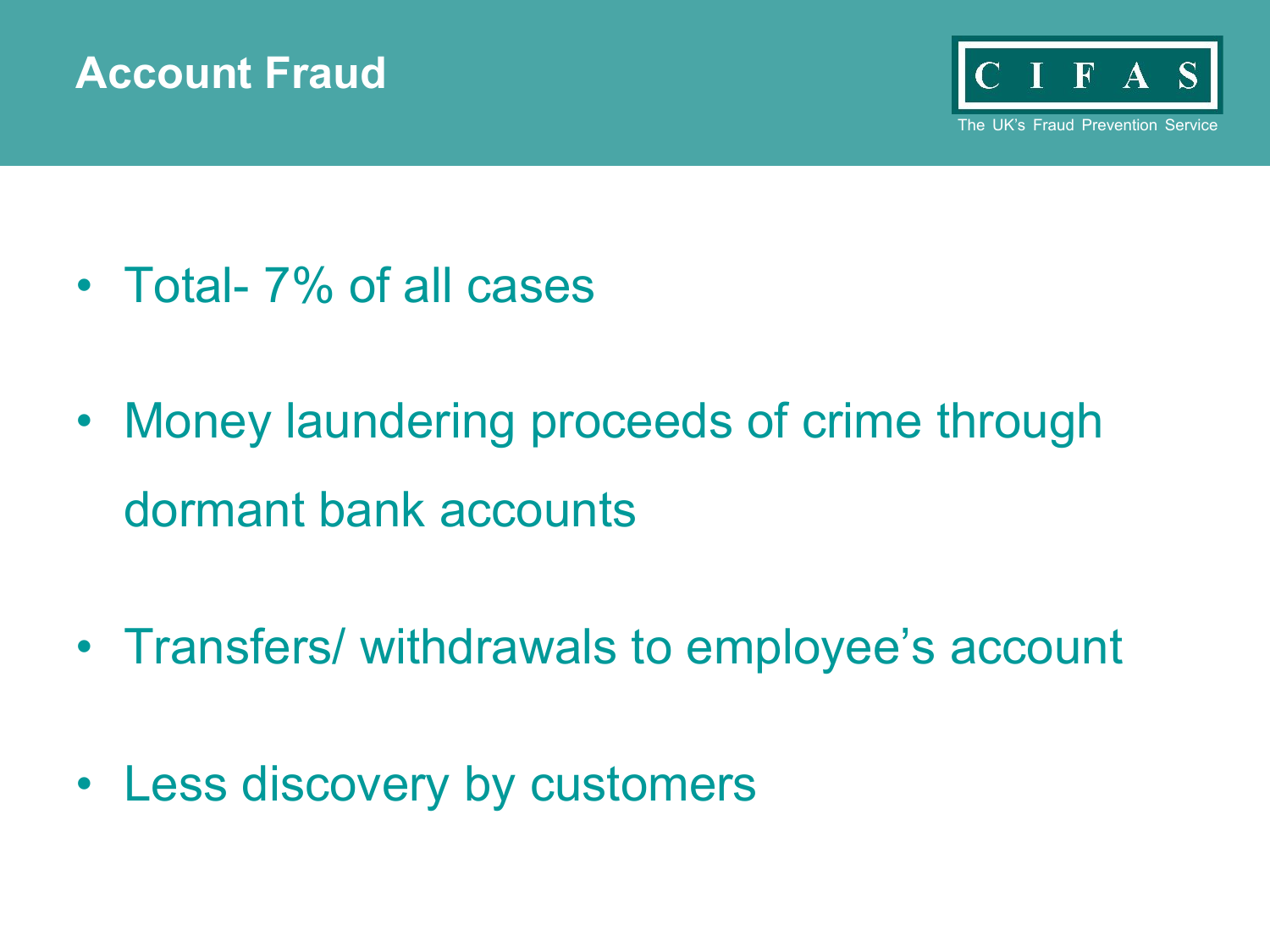# Account Fraud

- Total- 7% of all cases
- Money laundering proceeds of crime through dormant bank accounts
- Transfers/ withdrawals to employee's account
- Less discovery by customers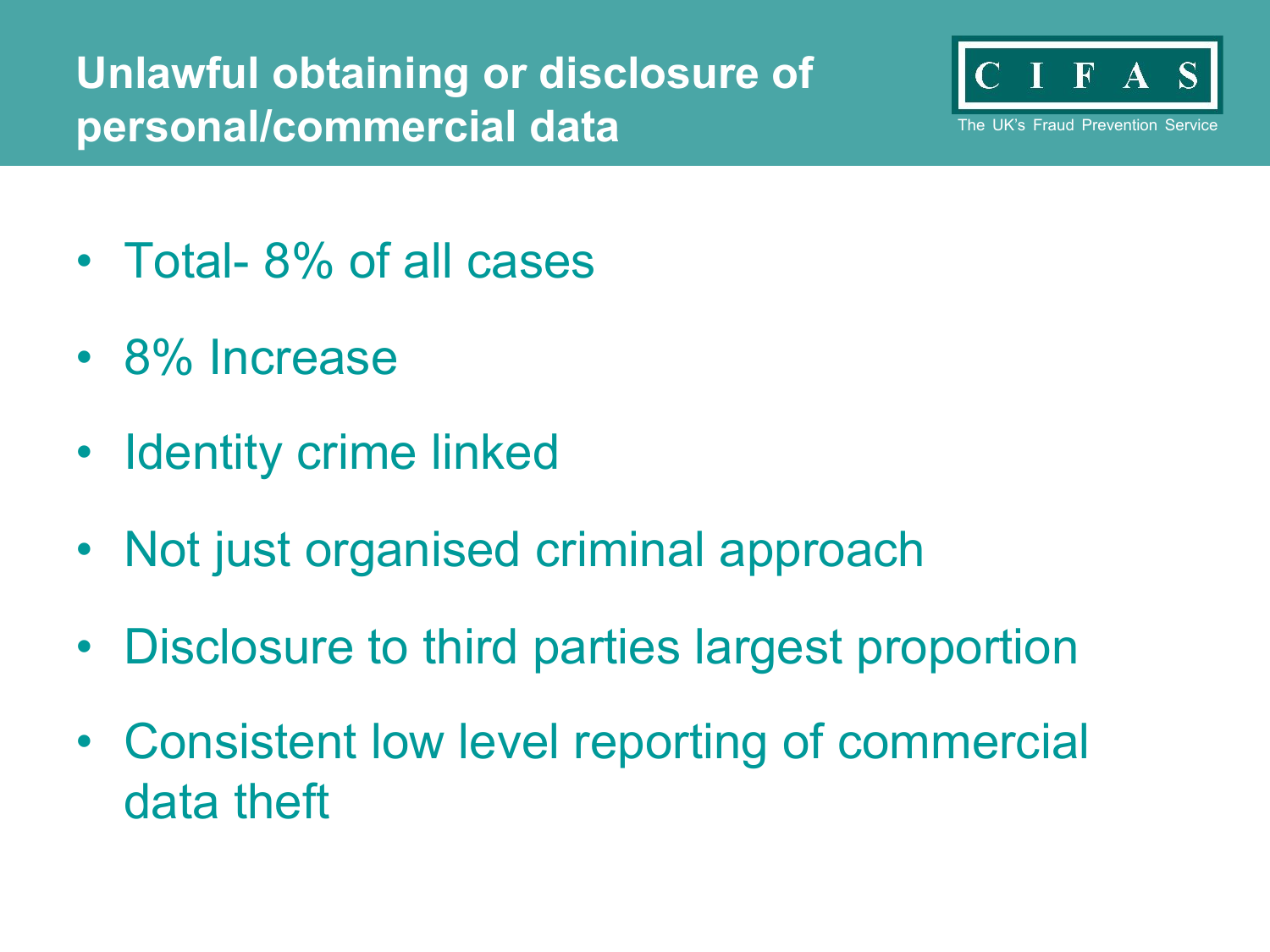# Unlawful obtaining or disclosure of personal/commercial data

CIFAS

The UK's Fraud Prevention Service

- Total- 8% of all cases
- 8% Increase
- Identity crime linked
- Not just organised criminal approach
- Disclosure to third parties largest proportion
- Consistent low level reporting of commercial data theft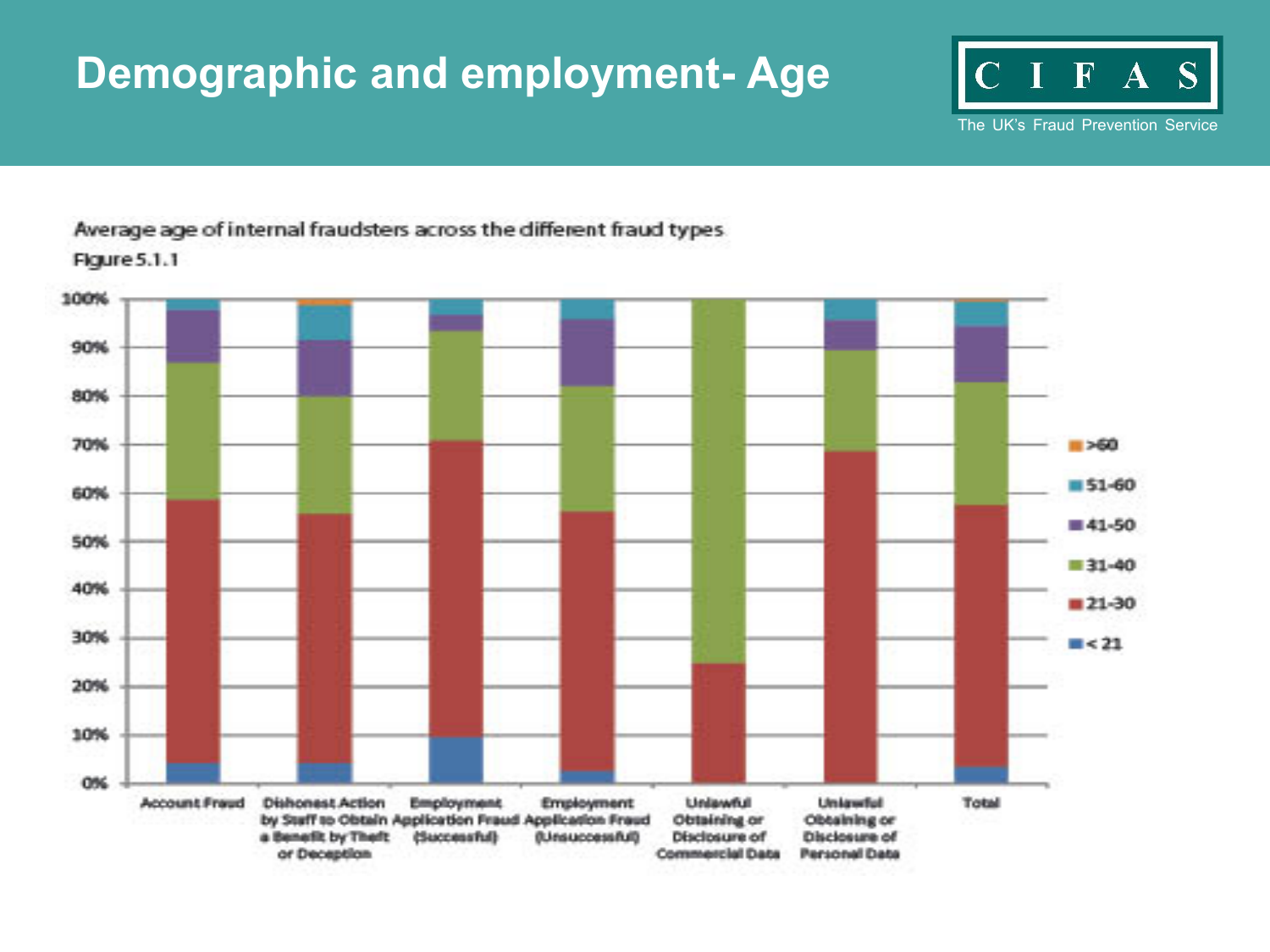# Demographic and employment- Age

CIFAS

The UK's Fraud Prevention Service

Average age of internal fraudsters across the different fraud types

Figure 5.1.1

100%
90%
80%
70%
60%
50%
40%
30%
20%
10%
0%

Account Fraud | Dishonest Action by Staff to Obtain a Benefit by Theft or Deception | Employment Application Fraud (Successful) | Employment Application Fraud (Unsuccessful) | Unlawful Obtaining or Disclosure of Commercial Data | Unlawful Obtaining or Disclosure of Personal Data | Total

>60
51-60
41-50
31-40
21-30
< 21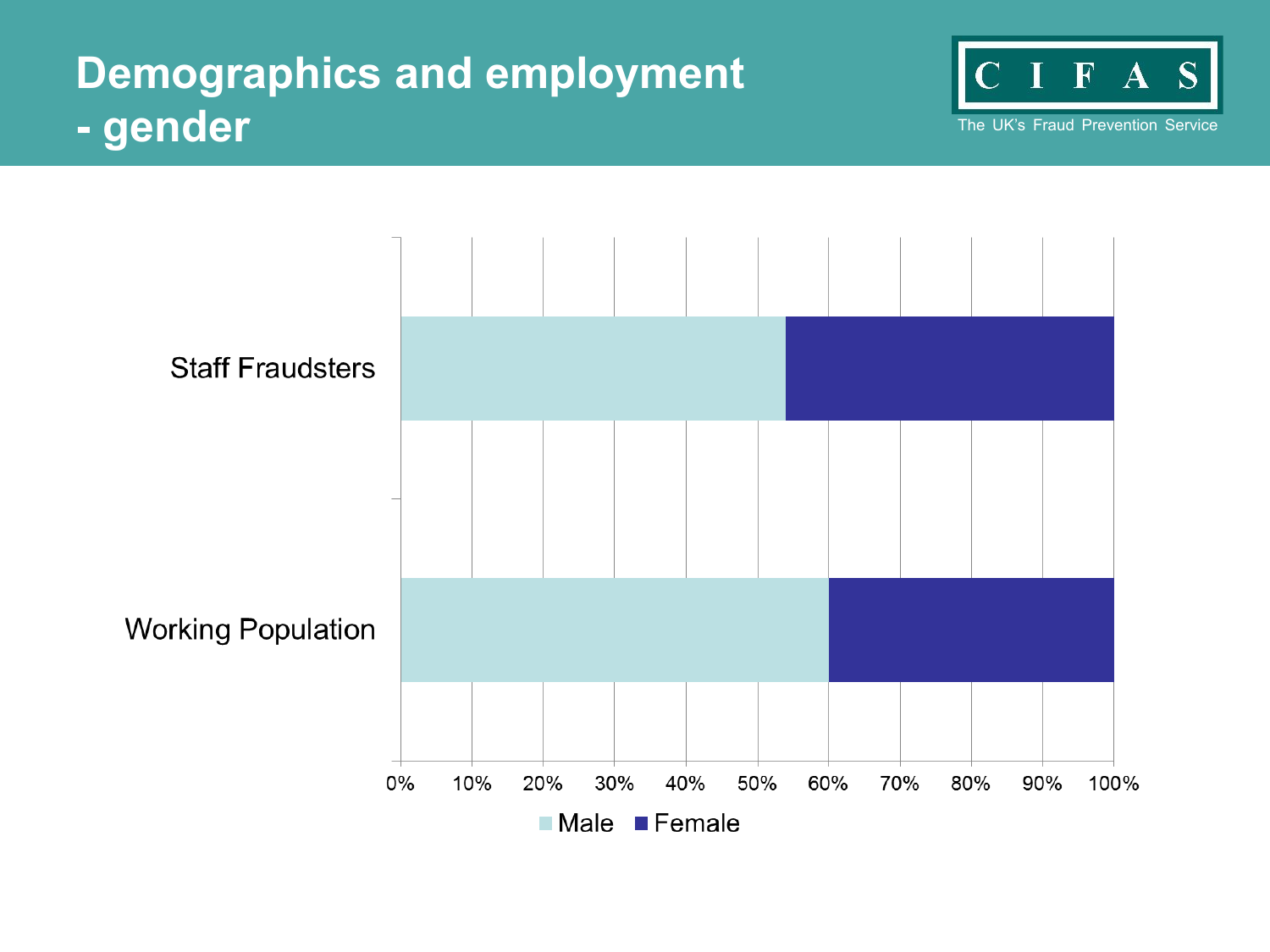# Demographics and employment - gender

C I F A S

The UK's Fraud Prevention Service

Staff Fraudsters

Working Population

0% 10% 20% 30% 40% 50% 60% 70% 80% 90% 100%

Male Female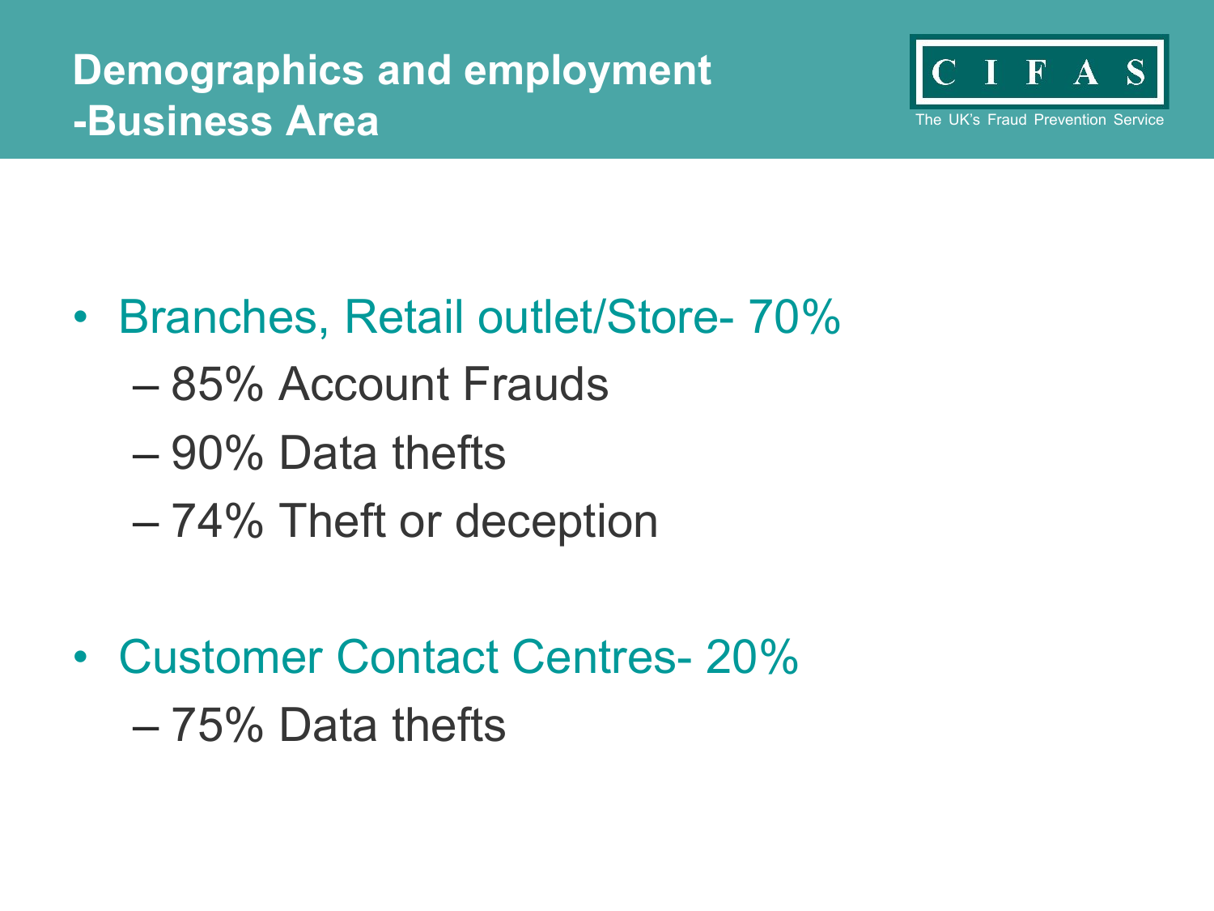# Demographics and employment -Business Area

CIFAS

The UK's Fraud Prevention Service

- Branches, Retail outlet/Store- 70%
  - 85% Account Frauds
  - 90% Data thefts
  - 74% Theft or deception
- Customer Contact Centres- 20%
  - 75% Data thefts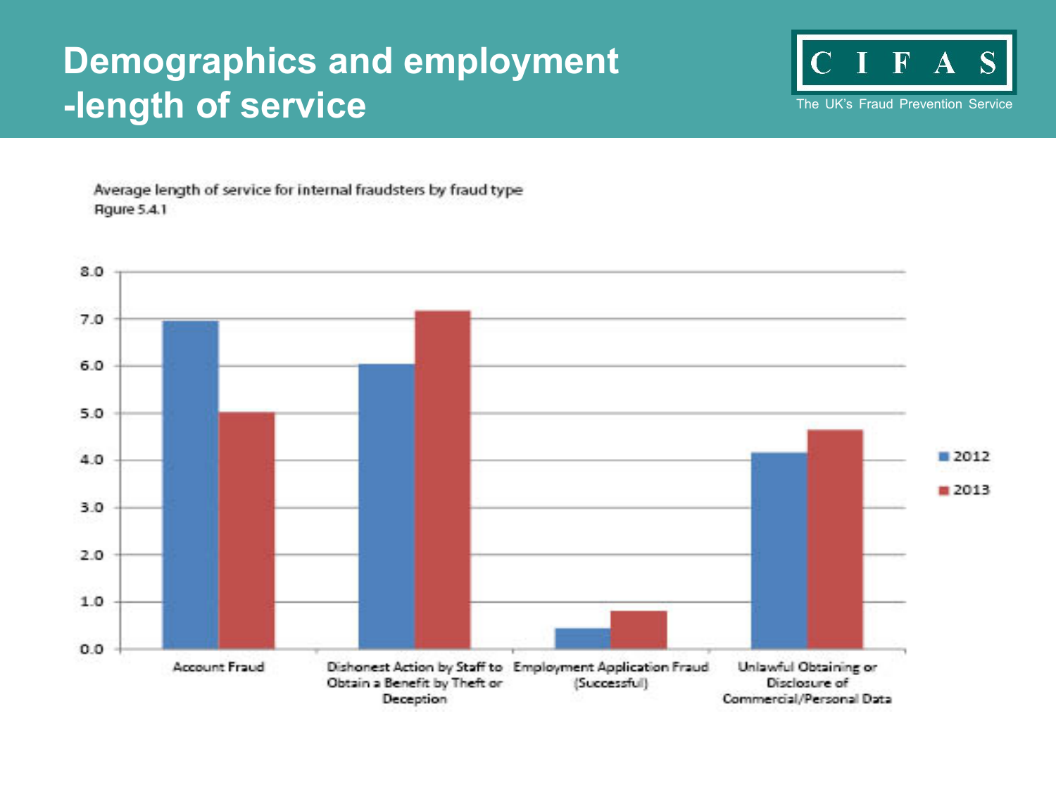# Demographics and employment -length of service

CIFAS
The UK's Fraud Prevention Service

Average length of service for internal fraudsters by fraud type
Figure 5.4.1

| Fraud type | 2012 | 2013 |
|---|---|---|
| Account Fraud | 7.0 | 5.0 |
| Dishonest Action by Staff to Obtain a Benefit by Theft or Deception | 6.0 | 7.2 |
| Employment Application Fraud (Successful) | 0.4 | 0.8 |
| Unlawful Obtaining or Disclosure of Commercial/Personal Data | 4.2 | 4.6 |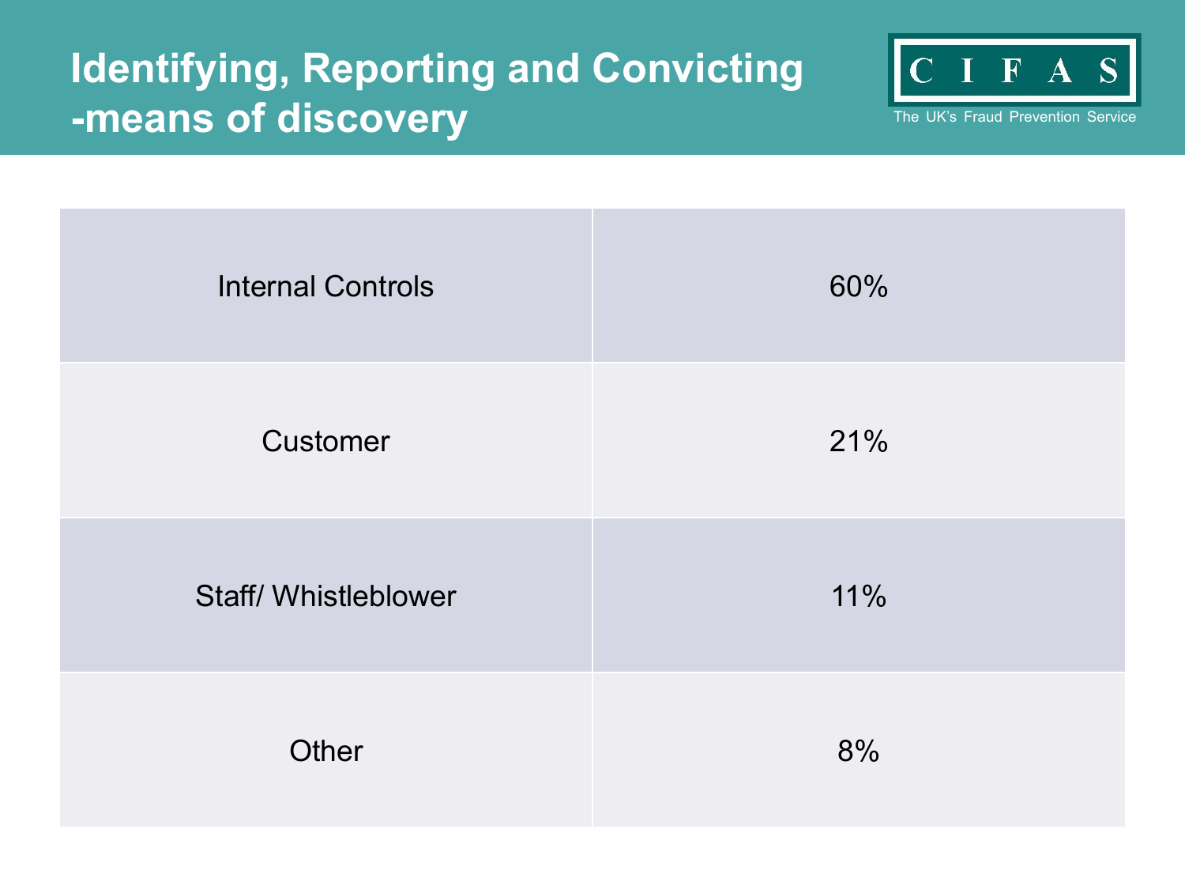# Identifying, Reporting and Convicting -means of discovery

CIFAS
The UK's Fraud Prevention Service

| Means of discovery | Percentage |
|---|---|
| Internal Controls | 60% |
| Customer | 21% |
| Staff/ Whistleblower | 11% |
| Other | 8% |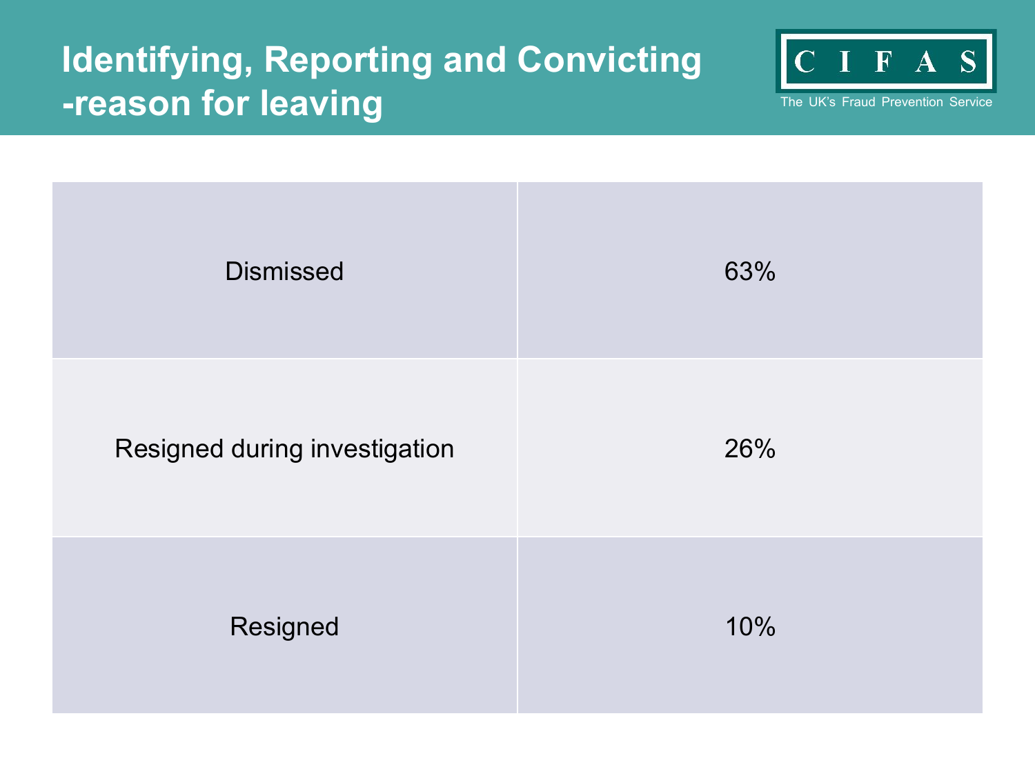# Identifying, Reporting and Convicting -reason for leaving

| | |
|---|---|
| Dismissed | 63% |
| Resigned during investigation | 26% |
| Resigned | 10% |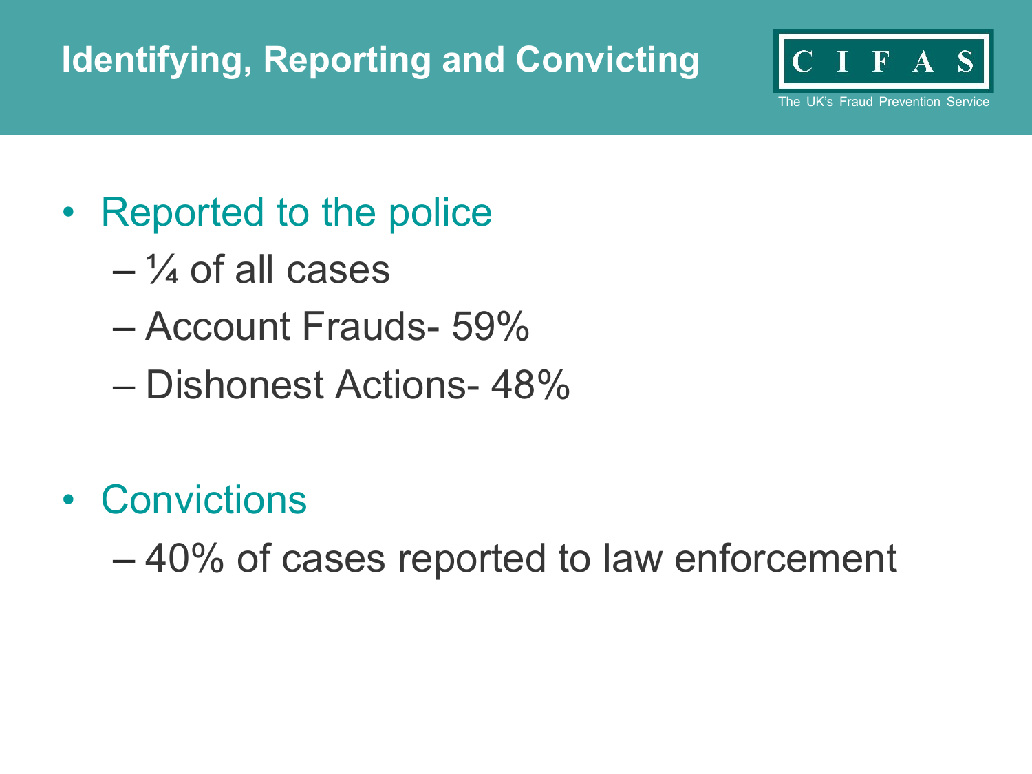# Identifying, Reporting and Convicting

- Reported to the police
  - ¼ of all cases
  - Account Frauds- 59%
  - Dishonest Actions- 48%

- Convictions
  - 40% of cases reported to law enforcement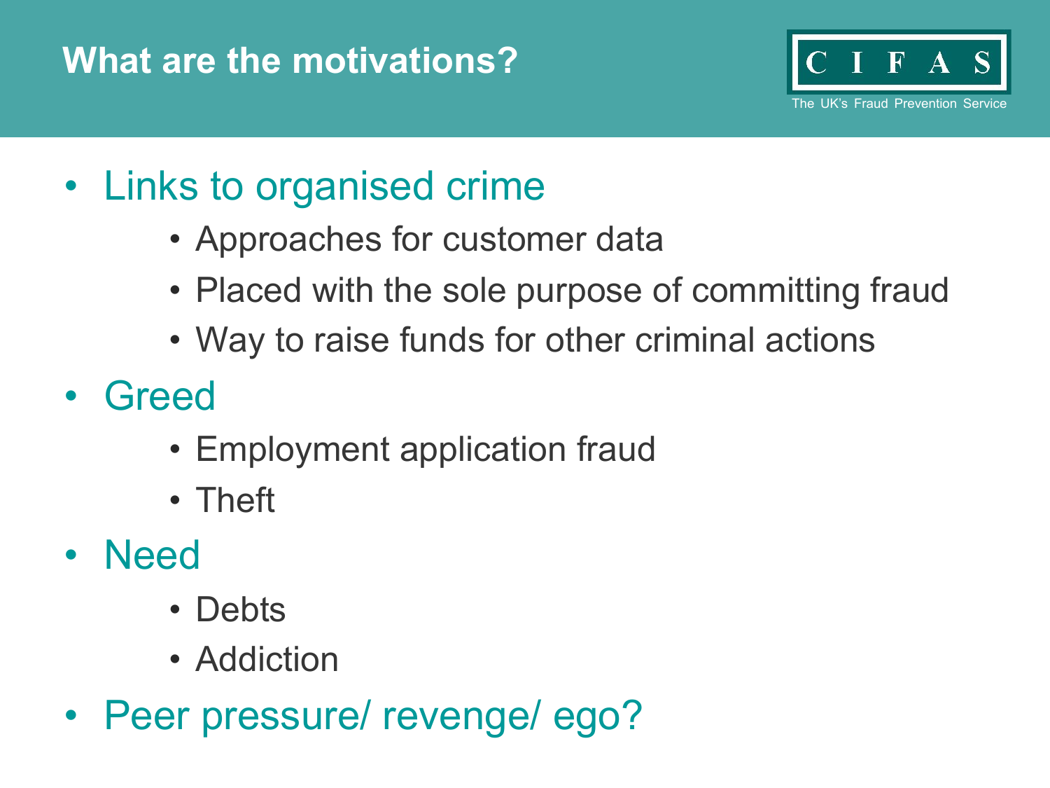# What are the motivations?

- Links to organised crime
  - Approaches for customer data
  - Placed with the sole purpose of committing fraud
  - Way to raise funds for other criminal actions
- Greed
  - Employment application fraud
  - Theft
- Need
  - Debts
  - Addiction
- Peer pressure/ revenge/ ego?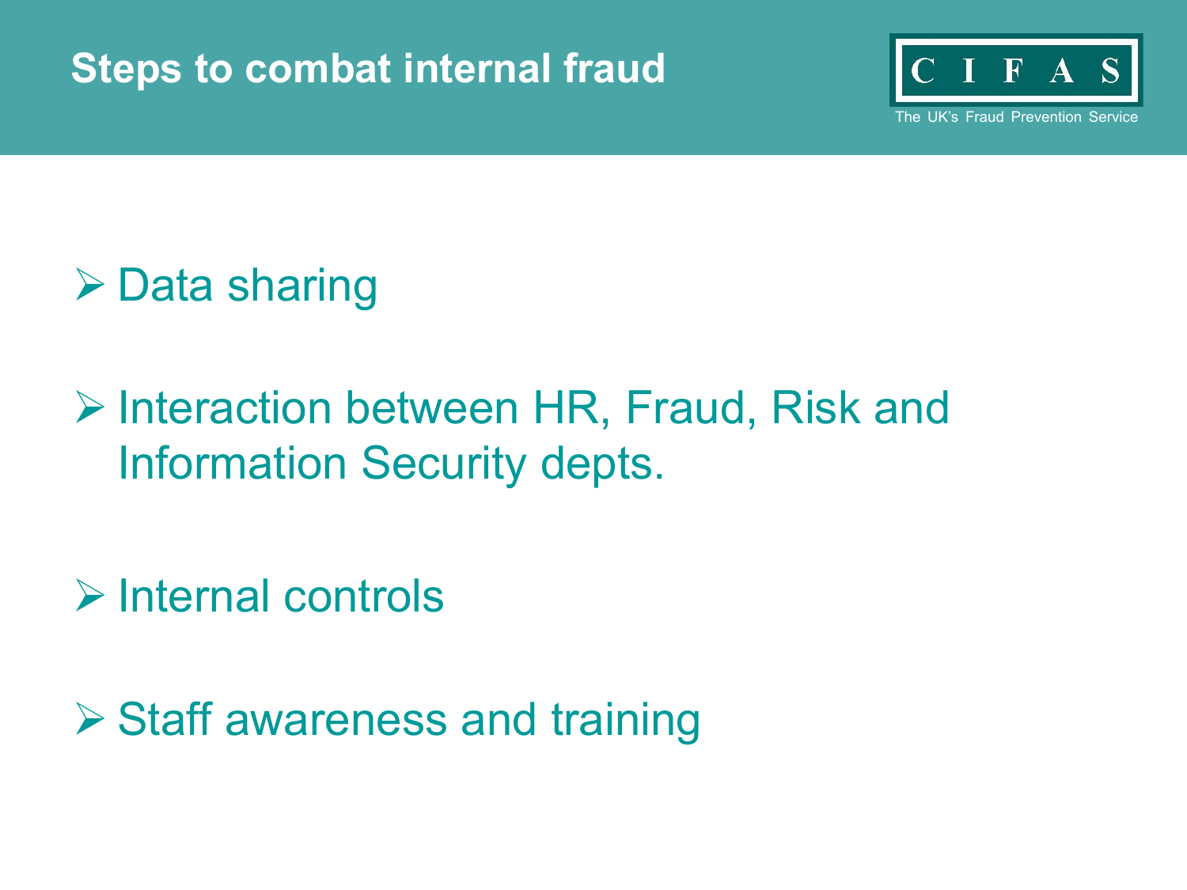# Steps to combat internal fraud

- Data sharing
- Interaction between HR, Fraud, Risk and Information Security depts.
- Internal controls
- Staff awareness and training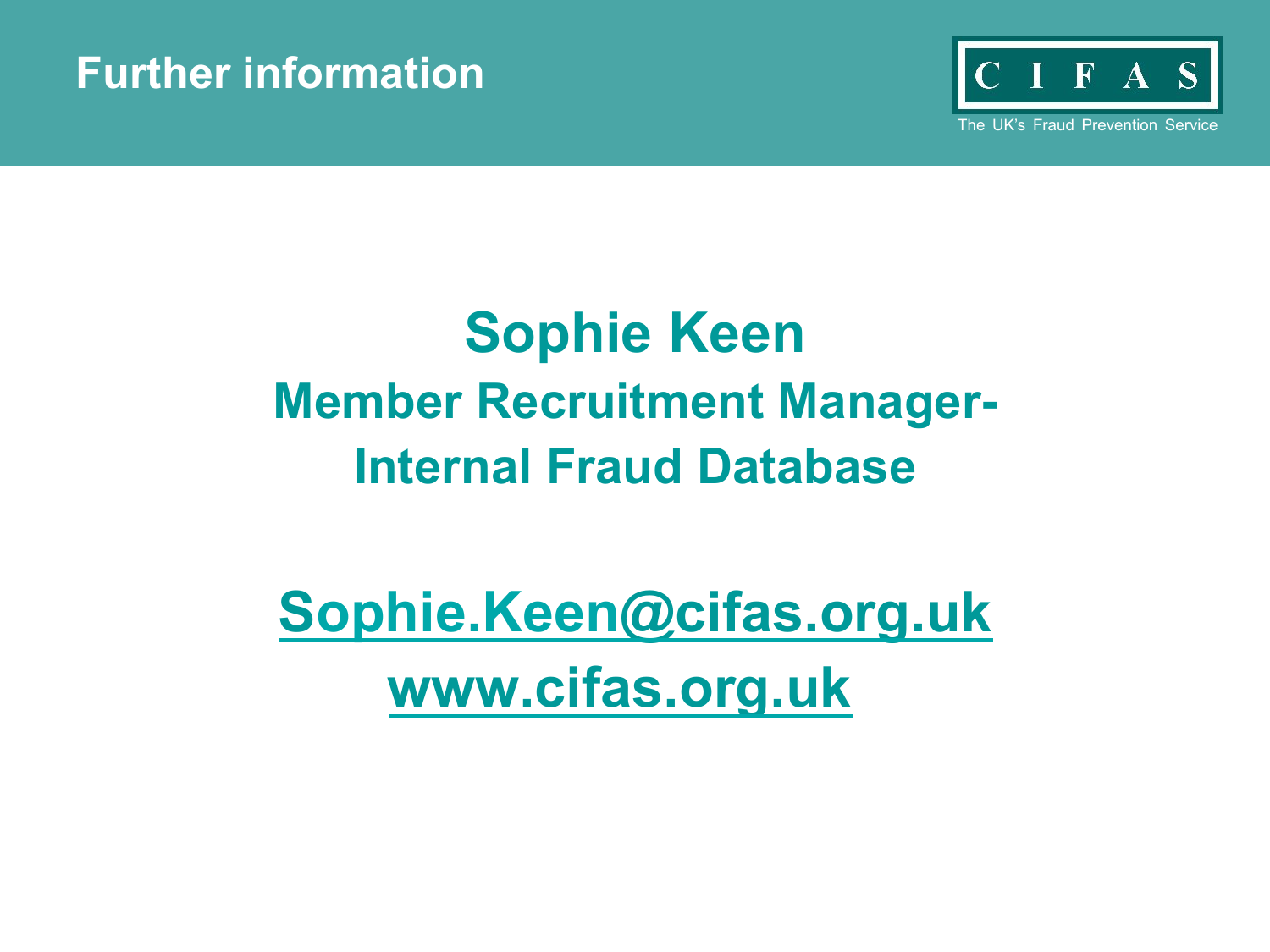# Further information

C I F A S

The UK's Fraud Prevention Service

**Sophie Keen**

**Member Recruitment Manager- Internal Fraud Database**

**Sophie.Keen@cifas.org.uk**

**www.cifas.org.uk**